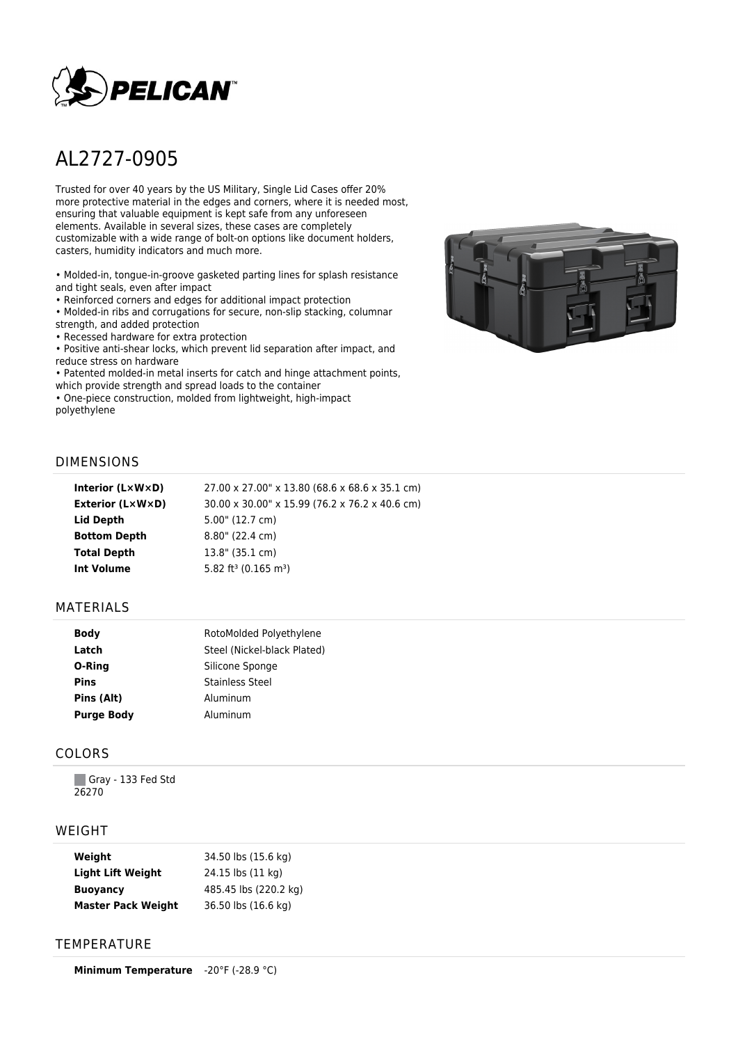# AL2727-0905

Trusted for over 40 years by the US Military, Single Lid Cases offer 20% more protective material in the edges and corners, where it is needed most, ensuring that valuable equipment is kept safe from any unforeseen elements. Available in several sizes, these cases are completely customizable with a wide range of bolt-on options like document holders, casters, humidity indicators and much more.

- Molded-in, tongue-in-groove gasketed parting lines for splash resistance and tight seals, even after impact
- Reinforced corners and edges for additional impact protection
- Molded-in ribs and corrugations for secure, non-slip stacking, columnar strength, and added protection
- Recessed hardware for extra protection
- Positive anti-shear locks, which prevent lid separation after impact, and reduce stress on hardware
- Patented molded-in metal inserts for catch and hinge attachment points, which provide strength and spread loads to the container
- One-piece construction, molded from lightweight, high-impact polyethylene

## DIMENSIONS

| | |
|---|---|
| **Interior (L×W×D)** | 27.00 x 27.00" x 13.80 (68.6 x 68.6 x 35.1 cm) |
| **Exterior (L×W×D)** | 30.00 x 30.00" x 15.99 (76.2 x 76.2 x 40.6 cm) |
| **Lid Depth** | 5.00" (12.7 cm) |
| **Bottom Depth** | 8.80" (22.4 cm) |
| **Total Depth** | 13.8" (35.1 cm) |
| **Int Volume** | 5.82 ft³ (0.165 m³) |

## MATERIALS

| | |
|---|---|
| **Body** | RotoMolded Polyethylene |
| **Latch** | Steel (Nickel-black Plated) |
| **O-Ring** | Silicone Sponge |
| **Pins** | Stainless Steel |
| **Pins (Alt)** | Aluminum |
| **Purge Body** | Aluminum |

## COLORS

Gray - 133 Fed Std 26270

## WEIGHT

| | |
|---|---|
| **Weight** | 34.50 lbs (15.6 kg) |
| **Light Lift Weight** | 24.15 lbs (11 kg) |
| **Buoyancy** | 485.45 lbs (220.2 kg) |
| **Master Pack Weight** | 36.50 lbs (16.6 kg) |

## TEMPERATURE

| | |
|---|---|
| **Minimum Temperature** | -20°F (-28.9 °C) |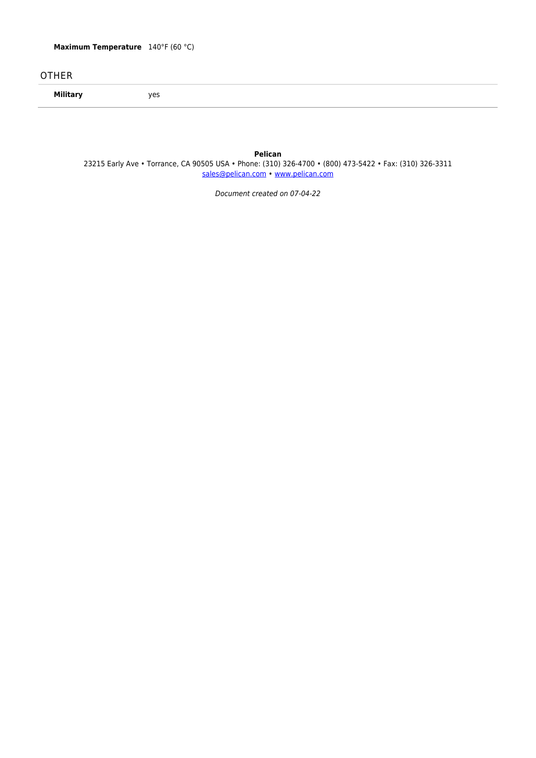| | |
|---|---|
| **Maximum Temperature** | 140°F (60 °C) |

## OTHER

| | |
|---|---|
| **Military** | yes |

**Pelican**
23215 Early Ave • Torrance, CA 90505 USA • Phone: (310) 326-4700 • (800) 473-5422 • Fax: (310) 326-3311
sales@pelican.com • www.pelican.com

*Document created on 07-04-22*